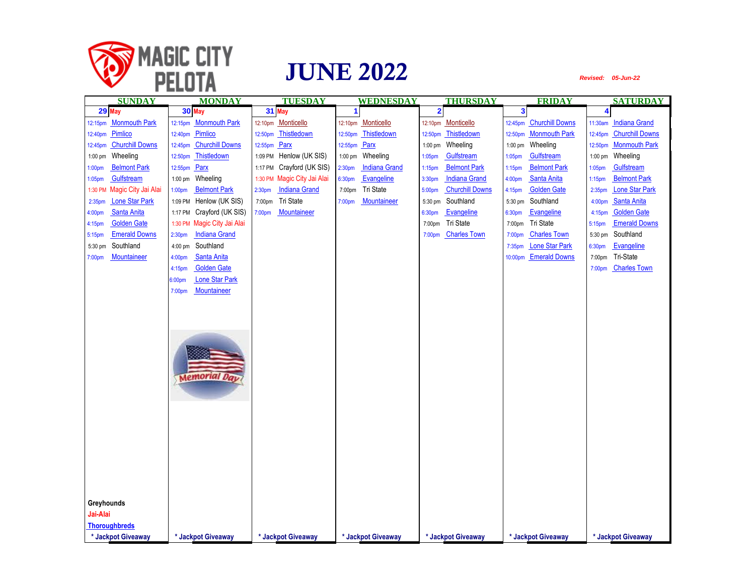# MAGIC CITY PELOTA

# JUNE 2022

*Revised: 05-Jun-22*

| SUNDAY | MONDAY | TUESDAY | WEDNESDAY | THURSDAY | FRIDAY | SATURDAY |
|---|---|---|---|---|---|---|
| 29 May | 30 May | 31 May | 1 | 2 | 3 | 4 |
| 12:15pm Monmouth Park | 12:15pm Monmouth Park | 12:10pm Monticello | 12:10pm Monticello | 12:10pm Monticello | 12:45pm Churchill Downs | 11:30am Indiana Grand |
| 12:40pm Pimlico | 12:40pm Pimlico | 12:50pm Thistledown | 12:50pm Thistledown | 12:50pm Thistledown | 12:50pm Monmouth Park | 12:45pm Churchill Downs |
| 12:45pm Churchill Downs | 12:45pm Churchill Downs | 12:55pm Parx | 12:55pm Parx | 1:00 pm Wheeling | 1:00 pm Wheeling | 12:50pm Monmouth Park |
| 1:00 pm Wheeling | 12:50pm Thistledown | 1:09 PM Henlow (UK SIS) | 1:00 pm Wheeling | 1:05pm Gulfstream | 1:05pm Gulfstream | 1:00 pm Wheeling |
| 1:00pm Belmont Park | 12:55pm Parx | 1:17 PM Crayford (UK SIS) | 2:30pm Indiana Grand | 1:15pm Belmont Park | 1:15pm Belmont Park | 1:05pm Gulfstream |
| 1:05pm Gulfstream | 1:00 pm Wheeling | 1:30 PM Magic City Jai Alai | 6:30pm Evangeline | 3:30pm Indiana Grand | 4:00pm Santa Anita | 1:15pm Belmont Park |
| 1:30 PM Magic City Jai Alai | 1:00pm Belmont Park | 2:30pm Indiana Grand | 7:00pm Tri State | 5:00pm Churchill Downs | 4:15pm Golden Gate | 2:35pm Lone Star Park |
| 2:35pm Lone Star Park | 1:09 PM Henlow (UK SIS) | 7:00pm Tri State | 7:00pm Mountaineer | 5:30 pm Southland | 5:30 pm Southland | 4:00pm Santa Anita |
| 4:00pm Santa Anita | 1:17 PM Crayford (UK SIS) | 7:00pm Mountaineer | | 6:30pm Evangeline | 6:30pm Evangeline | 4:15pm Golden Gate |
| 4:15pm Golden Gate | 1:30 PM Magic City Jai Alai | | | 7:00pm Tri State | 7:00pm Tri State | 5:15pm Emerald Downs |
| 5:15pm Emerald Downs | 2:30pm Indiana Grand | | | 7:00pm Charles Town | 7:00pm Charles Town | 5:30 pm Southland |
| 5:30 pm Southland | 4:00 pm Southland | | | | 7:35pm Lone Star Park | 6:30pm Evangeline |
| 7:00pm Mountaineer | 4:00pm Santa Anita | | | | 10:00pm Emerald Downs | 7:00pm Tri-State |
| | 4:15pm Golden Gate | | | | | 7:00pm Charles Town |
| | 6:00pm Lone Star Park | | | | | |
| | 7:00pm Mountaineer | | | | | |
| | Memorial Day | | | | | |
| Greyhounds<br>Jai-Alai<br>Thoroughbreds | | | | | | |
| * Jackpot Giveaway | * Jackpot Giveaway | * Jackpot Giveaway | * Jackpot Giveaway | * Jackpot Giveaway | * Jackpot Giveaway | * Jackpot Giveaway |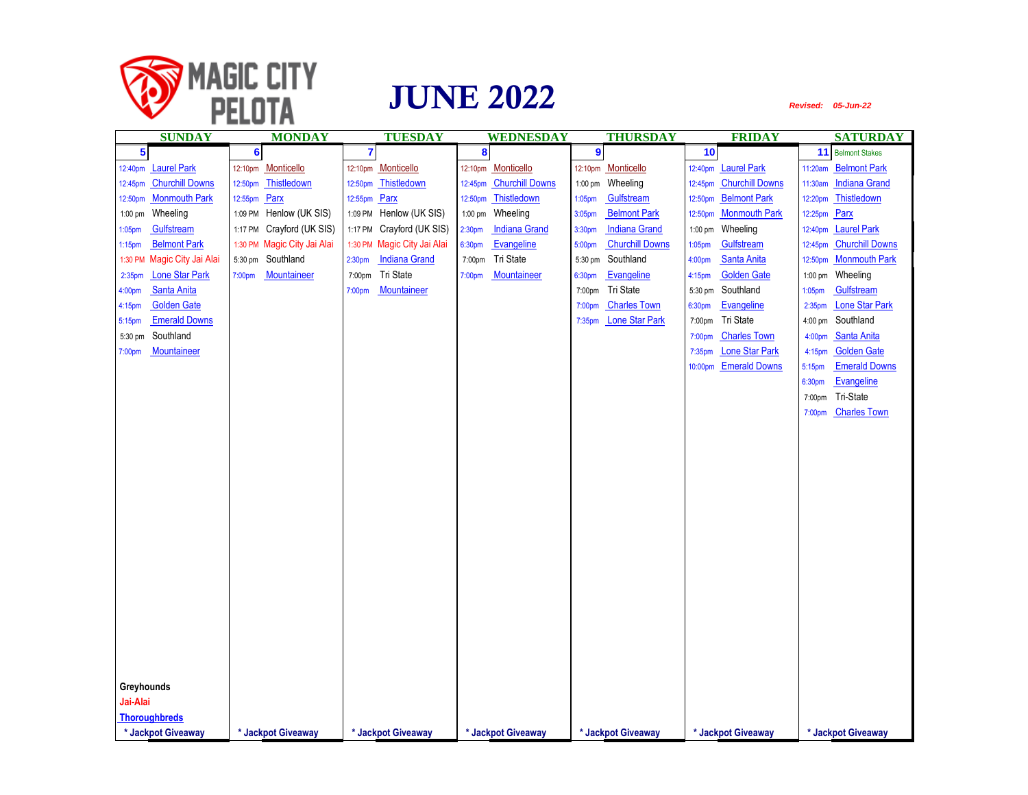# MAGIC CITY PELOTA

# JUNE 2022

*Revised: 05-Jun-22*

| SUNDAY | MONDAY | TUESDAY | WEDNESDAY | THURSDAY | FRIDAY | SATURDAY |
|---|---|---|---|---|---|---|
| 5 | 6 | 7 | 8 | 9 | 10 | 11 Belmont Stakes |
| 12:40pm Laurel Park | 12:10pm Monticello | 12:10pm Monticello | 12:10pm Monticello | 12:10pm Monticello | 12:40pm Laurel Park | 11:20am Belmont Park |
| 12:45pm Churchill Downs | 12:50pm Thistledown | 12:50pm Thistledown | 12:45pm Churchill Downs | 1:00 pm Wheeling | 12:45pm Churchill Downs | 11:30am Indiana Grand |
| 12:50pm Monmouth Park | 12:55pm Parx | 12:55pm Parx | 12:50pm Thistledown | 1:05pm Gulfstream | 12:50pm Belmont Park | 12:20pm Thistledown |
| 1:00 pm Wheeling | 1:09 PM Henlow (UK SIS) | 1:09 PM Henlow (UK SIS) | 1:00 pm Wheeling | 3:05pm Belmont Park | 12:50pm Monmouth Park | 12:25pm Parx |
| 1:05pm Gulfstream | 1:17 PM Crayford (UK SIS) | 1:17 PM Crayford (UK SIS) | 2:30pm Indiana Grand | 3:30pm Indiana Grand | 1:00 pm Wheeling | 12:40pm Laurel Park |
| 1:15pm Belmont Park | 1:30 PM Magic City Jai Alai | 1:30 PM Magic City Jai Alai | 6:30pm Evangeline | 5:00pm Churchill Downs | 1:05pm Gulfstream | 12:45pm Churchill Downs |
| 1:30 PM Magic City Jai Alai | 5:30 pm Southland | 2:30pm Indiana Grand | 7:00pm Tri State | 5:30 pm Southland | 4:00pm Santa Anita | 12:50pm Monmouth Park |
| 2:35pm Lone Star Park | 7:00pm Mountaineer | 7:00pm Tri State | 7:00pm Mountaineer | 6:30pm Evangeline | 4:15pm Golden Gate | 1:00 pm Wheeling |
| 4:00pm Santa Anita | | 7:00pm Mountaineer | | 7:00pm Tri State | 5:30 pm Southland | 1:05pm Gulfstream |
| 4:15pm Golden Gate | | | | 7:00pm Charles Town | 6:30pm Evangeline | 2:35pm Lone Star Park |
| 5:15pm Emerald Downs | | | | 7:35pm Lone Star Park | 7:00pm Tri State | 4:00 pm Southland |
| 5:30 pm Southland | | | | | 7:00pm Charles Town | 4:00pm Santa Anita |
| 7:00pm Mountaineer | | | | | 7:35pm Lone Star Park | 4:15pm Golden Gate |
| | | | | | 10:00pm Emerald Downs | 5:15pm Emerald Downs |
| | | | | | | 6:30pm Evangeline |
| | | | | | | 7:00pm Tri-State |
| | | | | | | 7:00pm Charles Town |
| Greyhounds<br>Jai-Alai<br>Thoroughbreds | | | | | | |
| * Jackpot Giveaway | * Jackpot Giveaway | * Jackpot Giveaway | * Jackpot Giveaway | * Jackpot Giveaway | * Jackpot Giveaway | * Jackpot Giveaway |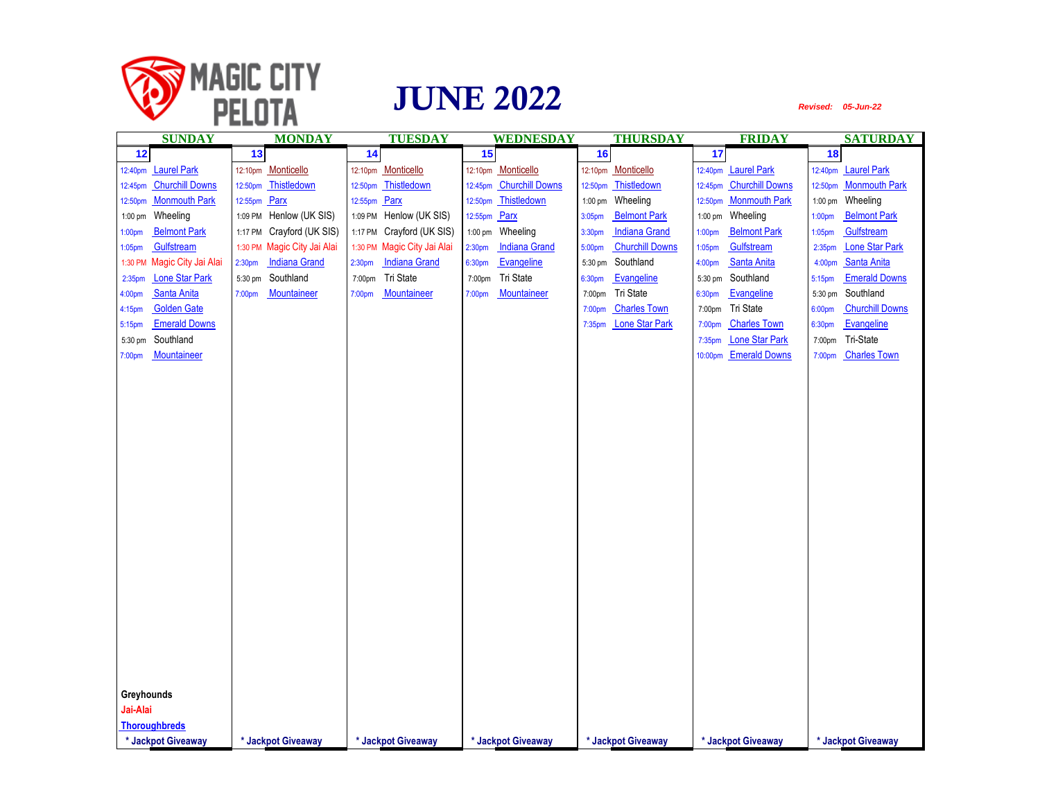MAGIC CITY PELOTA

# JUNE 2022

*Revised: 05-Jun-22*

| SUNDAY | MONDAY | TUESDAY | WEDNESDAY | THURSDAY | FRIDAY | SATURDAY |
|---|---|---|---|---|---|---|
| 12 | 13 | 14 | 15 | 16 | 17 | 18 |
| 12:40pm Laurel Park | 12:10pm Monticello | 12:10pm Monticello | 12:10pm Monticello | 12:10pm Monticello | 12:40pm Laurel Park | 12:40pm Laurel Park |
| 12:45pm Churchill Downs | 12:50pm Thistledown | 12:50pm Thistledown | 12:45pm Churchill Downs | 12:50pm Thistledown | 12:45pm Churchill Downs | 12:50pm Monmouth Park |
| 12:50pm Monmouth Park | 12:55pm Parx | 12:55pm Parx | 12:50pm Thistledown | 1:00 pm Wheeling | 12:50pm Monmouth Park | 1:00 pm Wheeling |
| 1:00 pm Wheeling | 1:09 PM Henlow (UK SIS) | 1:09 PM Henlow (UK SIS) | 12:55pm Parx | 3:05pm Belmont Park | 1:00 pm Wheeling | 1:00pm Belmont Park |
| 1:00pm Belmont Park | 1:17 PM Crayford (UK SIS) | 1:17 PM Crayford (UK SIS) | 1:00 pm Wheeling | 3:30pm Indiana Grand | 1:00pm Belmont Park | 1:05pm Gulfstream |
| 1:05pm Gulfstream | 1:30 PM Magic City Jai Alai | 1:30 PM Magic City Jai Alai | 2:30pm Indiana Grand | 5:00pm Churchill Downs | 1:05pm Gulfstream | 2:35pm Lone Star Park |
| 1:30 PM Magic City Jai Alai | 2:30pm Indiana Grand | 2:30pm Indiana Grand | 6:30pm Evangeline | 5:30 pm Southland | 4:00pm Santa Anita | 4:00pm Santa Anita |
| 2:35pm Lone Star Park | 5:30 pm Southland | 7:00pm Tri State | 7:00pm Tri State | 6:30pm Evangeline | 5:30 pm Southland | 5:15pm Emerald Downs |
| 4:00pm Santa Anita | 7:00pm Mountaineer | 7:00pm Mountaineer | 7:00pm Mountaineer | 7:00pm Tri State | 6:30pm Evangeline | 5:30 pm Southland |
| 4:15pm Golden Gate | | | | 7:00pm Charles Town | 7:00pm Tri State | 6:00pm Churchill Downs |
| 5:15pm Emerald Downs | | | | 7:35pm Lone Star Park | 7:00pm Charles Town | 6:30pm Evangeline |
| 5:30 pm Southland | | | | | 7:35pm Lone Star Park | 7:00pm Tri-State |
| 7:00pm Mountaineer | | | | | 10:00pm Emerald Downs | 7:00pm Charles Town |
| Greyhounds | | | | | | |
| Jai-Alai | | | | | | |
| Thoroughbreds | | | | | | |
| * Jackpot Giveaway | * Jackpot Giveaway | * Jackpot Giveaway | * Jackpot Giveaway | * Jackpot Giveaway | * Jackpot Giveaway | * Jackpot Giveaway |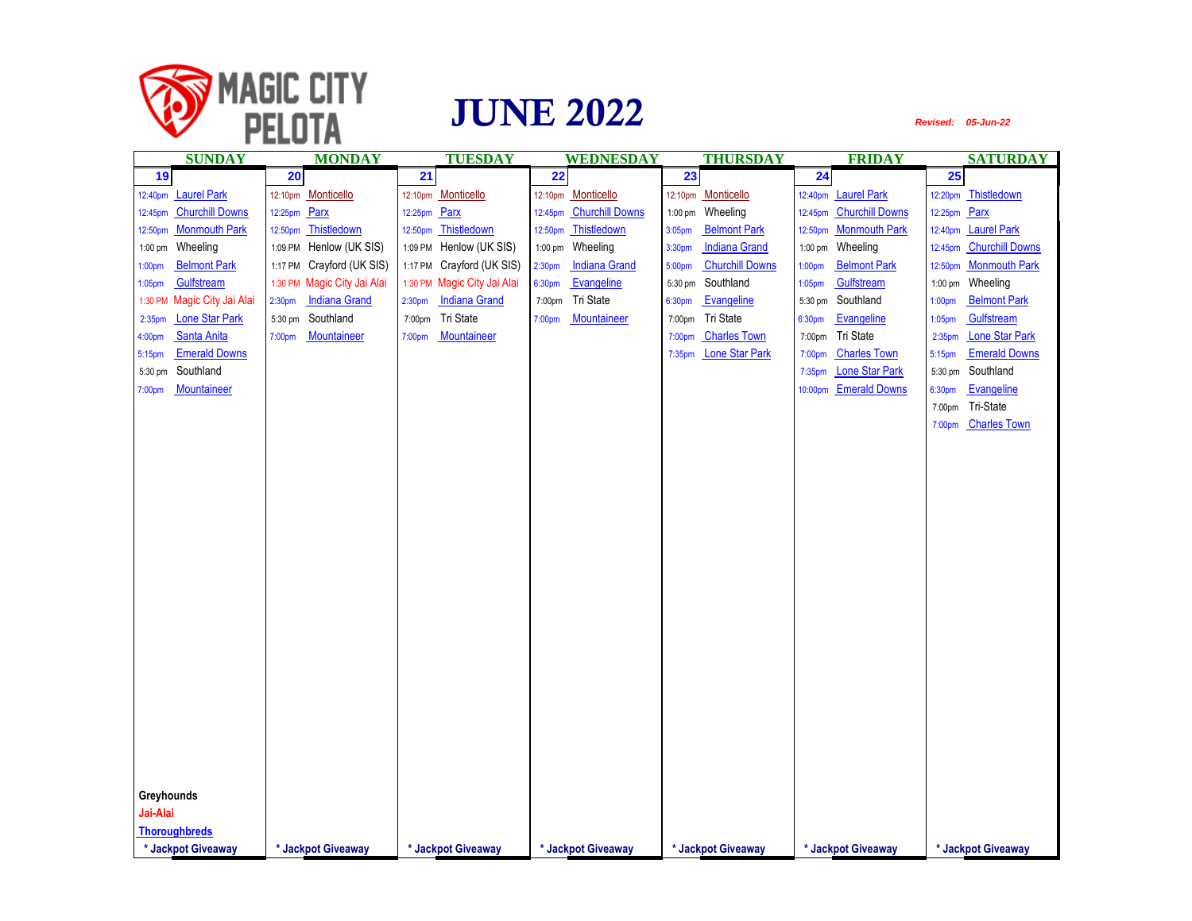MAGIC CITY PELOTA

# JUNE 2022

*Revised: 05-Jun-22*

| SUNDAY | MONDAY | TUESDAY | WEDNESDAY | THURSDAY | FRIDAY | SATURDAY |
|---|---|---|---|---|---|---|
| **19** | **20** | **21** | **22** | **23** | **24** | **25** |
| 12:40pm Laurel Park | 12:10pm Monticello | 12:10pm Monticello | 12:10pm Monticello | 12:10pm Monticello | 12:40pm Laurel Park | 12:20pm Thistledown |
| 12:45pm Churchill Downs | 12:25pm Parx | 12:25pm Parx | 12:45pm Churchill Downs | 1:00 pm Wheeling | 12:45pm Churchill Downs | 12:25pm Parx |
| 12:50pm Monmouth Park | 12:50pm Thistledown | 12:50pm Thistledown | 12:50pm Thistledown | 3:05pm Belmont Park | 12:50pm Monmouth Park | 12:40pm Laurel Park |
| 1:00 pm Wheeling | 1:09 PM Henlow (UK SIS) | 1:09 PM Henlow (UK SIS) | 1:00 pm Wheeling | 3:30pm Indiana Grand | 1:00 pm Wheeling | 12:45pm Churchill Downs |
| 1:00pm Belmont Park | 1:17 PM Crayford (UK SIS) | 1:17 PM Crayford (UK SIS) | 2:30pm Indiana Grand | 5:00pm Churchill Downs | 1:00pm Belmont Park | 12:50pm Monmouth Park |
| 1:05pm Gulfstream | 1:30 PM Magic City Jai Alai | 1:30 PM Magic City Jai Alai | 6:30pm Evangeline | 5:30 pm Southland | 1:05pm Gulfstream | 1:00 pm Wheeling |
| 1:30 PM Magic City Jai Alai | 2:30pm Indiana Grand | 2:30pm Indiana Grand | 7:00pm Tri State | 6:30pm Evangeline | 5:30 pm Southland | 1:00pm Belmont Park |
| 2:35pm Lone Star Park | 5:30 pm Southland | 7:00pm Tri State | 7:00pm Mountaineer | 7:00pm Tri State | 6:30pm Evangeline | 1:05pm Gulfstream |
| 4:00pm Santa Anita | 7:00pm Mountaineer | 7:00pm Mountaineer | | 7:00pm Charles Town | 7:00pm Tri State | 2:35pm Lone Star Park |
| 5:15pm Emerald Downs | | | | 7:35pm Lone Star Park | 7:00pm Charles Town | 5:15pm Emerald Downs |
| 5:30 pm Southland | | | | | 7:35pm Lone Star Park | 5:30 pm Southland |
| 7:00pm Mountaineer | | | | | 10:00pm Emerald Downs | 6:30pm Evangeline |
| | | | | | | 7:00pm Tri-State |
| | | | | | | 7:00pm Charles Town |
| **Greyhounds** / **Jai-Alai** / **Thoroughbreds** | | | | | | |
| * Jackpot Giveaway | * Jackpot Giveaway | * Jackpot Giveaway | * Jackpot Giveaway | * Jackpot Giveaway | * Jackpot Giveaway | * Jackpot Giveaway |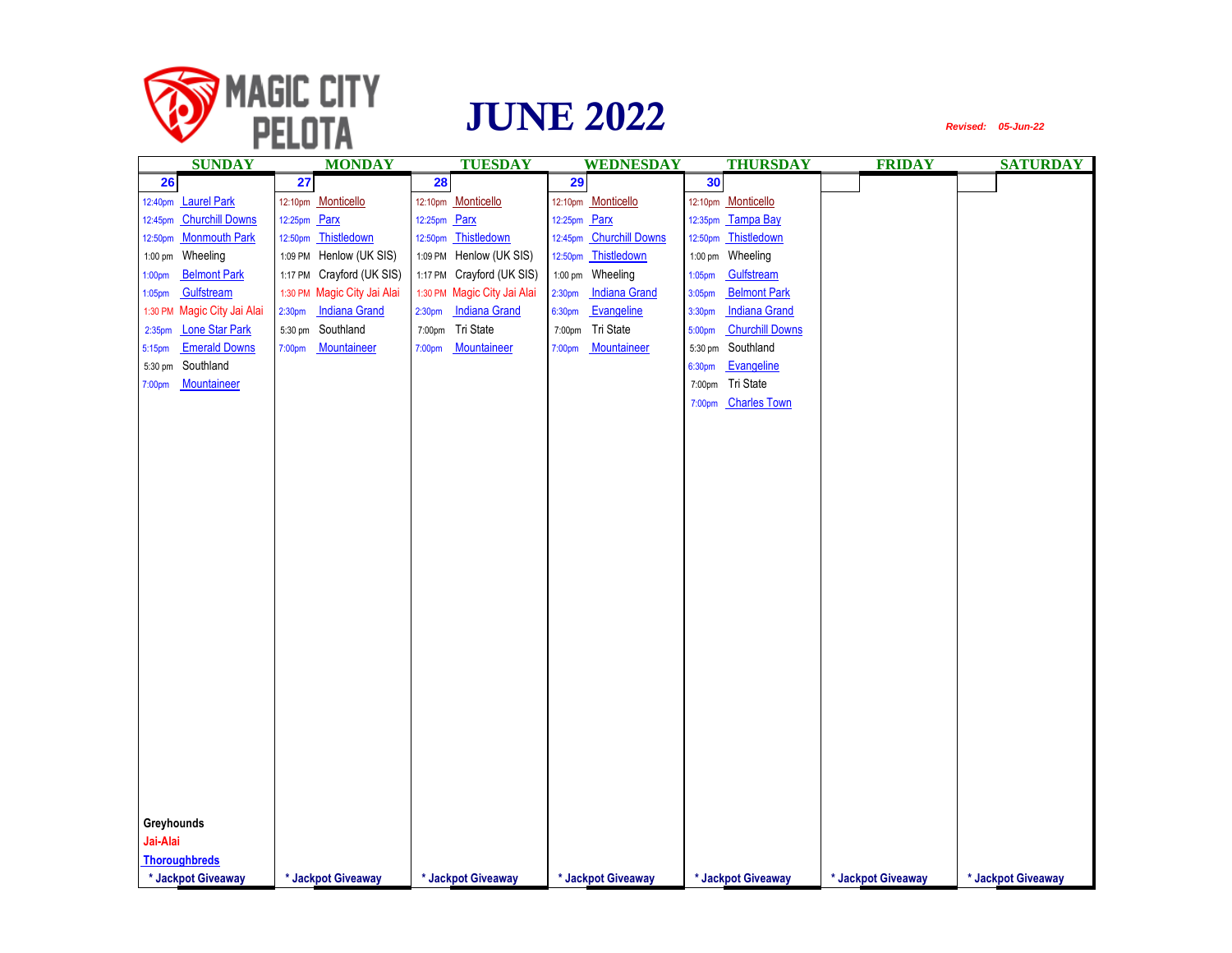MAGIC CITY PELOTA

# JUNE 2022

*Revised: 05-Jun-22*

| SUNDAY | MONDAY | TUESDAY | WEDNESDAY | THURSDAY | FRIDAY | SATURDAY |
|---|---|---|---|---|---|---|
| 26 | 27 | 28 | 29 | 30 | | |
| 12:40pm Laurel Park | 12:10pm Monticello | 12:10pm Monticello | 12:10pm Monticello | 12:10pm Monticello | | |
| 12:45pm Churchill Downs | 12:25pm Parx | 12:25pm Parx | 12:25pm Parx | 12:35pm Tampa Bay | | |
| 12:50pm Monmouth Park | 12:50pm Thistledown | 12:50pm Thistledown | 12:45pm Churchill Downs | 12:50pm Thistledown | | |
| 1:00 pm Wheeling | 1:09 PM Henlow (UK SIS) | 1:09 PM Henlow (UK SIS) | 12:50pm Thistledown | 1:00 pm Wheeling | | |
| 1:00pm Belmont Park | 1:17 PM Crayford (UK SIS) | 1:17 PM Crayford (UK SIS) | 1:00 pm Wheeling | 1:05pm Gulfstream | | |
| 1:05pm Gulfstream | 1:30 PM Magic City Jai Alai | 1:30 PM Magic City Jai Alai | 2:30pm Indiana Grand | 3:05pm Belmont Park | | |
| 1:30 PM Magic City Jai Alai | 2:30pm Indiana Grand | 2:30pm Indiana Grand | 6:30pm Evangeline | 3:30pm Indiana Grand | | |
| 2:35pm Lone Star Park | 5:30 pm Southland | 7:00pm Tri State | 7:00pm Tri State | 5:00pm Churchill Downs | | |
| 5:15pm Emerald Downs | 7:00pm Mountaineer | 7:00pm Mountaineer | 7:00pm Mountaineer | 5:30 pm Southland | | |
| 5:30 pm Southland | | | | 6:30pm Evangeline | | |
| 7:00pm Mountaineer | | | | 7:00pm Tri State | | |
| | | | | 7:00pm Charles Town | | |
| * Jackpot Giveaway | * Jackpot Giveaway | * Jackpot Giveaway | * Jackpot Giveaway | * Jackpot Giveaway | * Jackpot Giveaway | * Jackpot Giveaway |

**Greyhounds**
**Jai-Alai**
**Thoroughbreds**